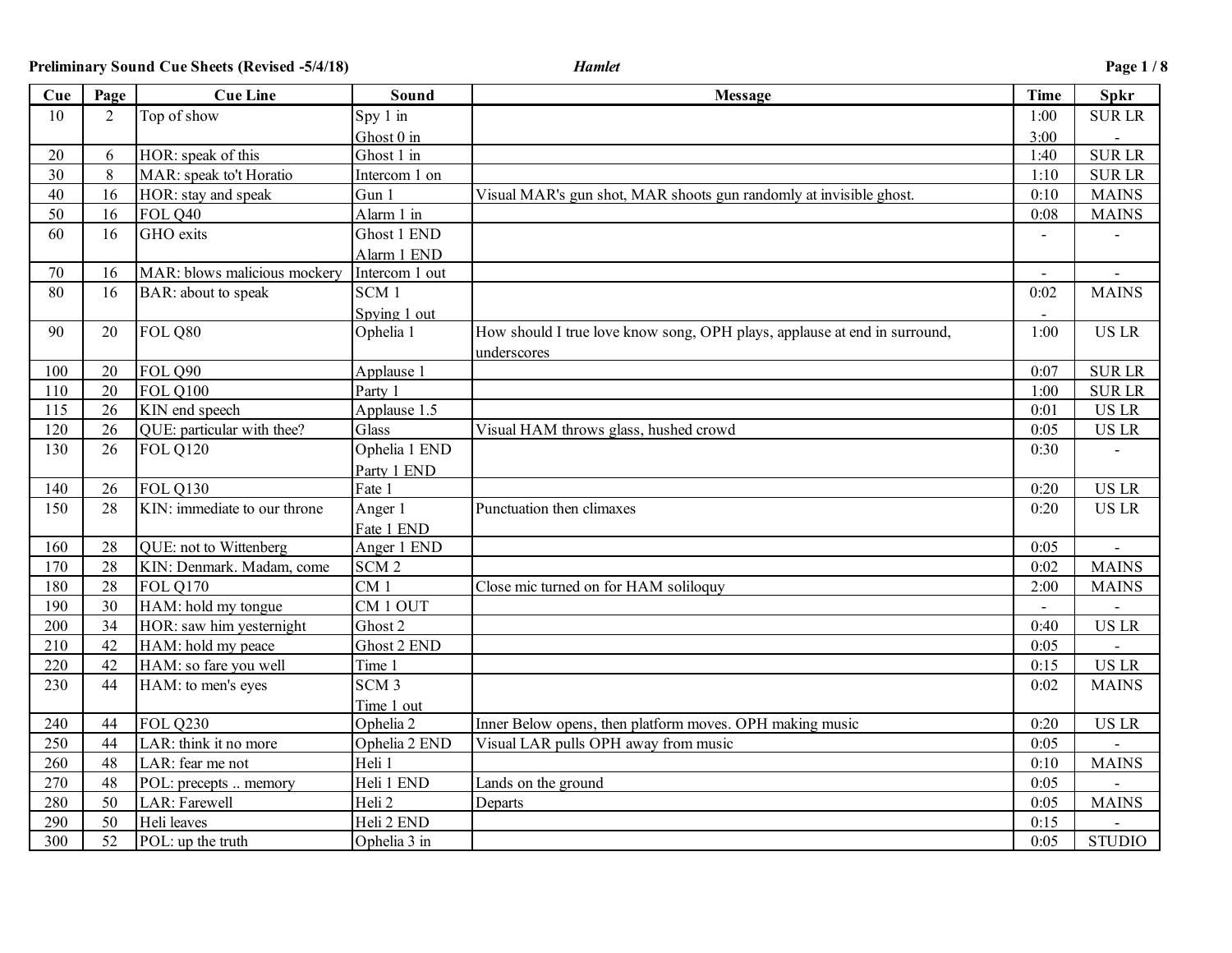**Preliminary Sound Cue Sheets (Revised -5/4/18)** *Hamlet*

| Cue | Page | Cue Line | Sound | Message | Time | Spkr |
|---|---|---|---|---|---|---|
| 10 | 2 | Top of show | Spy 1 in<br>Ghost 0 in | | 1:00<br>3:00 | SUR LR<br>- |
| 20 | 6 | HOR: speak of this | Ghost 1 in | | 1:40 | SUR LR |
| 30 | 8 | MAR: speak to't Horatio | Intercom 1 on | | 1:10 | SUR LR |
| 40 | 16 | HOR: stay and speak | Gun 1 | Visual MAR's gun shot, MAR shoots gun randomly at invisible ghost. | 0:10 | MAINS |
| 50 | 16 | FOL Q40 | Alarm 1 in | | 0:08 | MAINS |
| 60 | 16 | GHO exits | Ghost 1 END<br>Alarm 1 END | | - | - |
| 70 | 16 | MAR: blows malicious mockery | Intercom 1 out | | - | - |
| 80 | 16 | BAR: about to speak | SCM 1<br>Spying 1 out | | 0:02<br>- | MAINS |
| 90 | 20 | FOL Q80 | Ophelia 1 | How should I true love know song, OPH plays, applause at end in surround, underscores | 1:00 | US LR |
| 100 | 20 | FOL Q90 | Applause 1 | | 0:07 | SUR LR |
| 110 | 20 | FOL Q100 | Party 1 | | 1:00 | SUR LR |
| 115 | 26 | KIN end speech | Applause 1.5 | | 0:01 | US LR |
| 120 | 26 | QUE: particular with thee? | Glass | Visual HAM throws glass, hushed crowd | 0:05 | US LR |
| 130 | 26 | FOL Q120 | Ophelia 1 END<br>Party 1 END | | 0:30 | - |
| 140 | 26 | FOL Q130 | Fate 1 | | 0:20 | US LR |
| 150 | 28 | KIN: immediate to our throne | Anger 1<br>Fate 1 END | Punctuation then climaxes | 0:20 | US LR |
| 160 | 28 | QUE: not to Wittenberg | Anger 1 END | | 0:05 | - |
| 170 | 28 | KIN: Denmark.. Madam, come | SCM 2 | | 0:02 | MAINS |
| 180 | 28 | FOL Q170 | CM 1 | Close mic turned on for HAM soliloquy | 2:00 | MAINS |
| 190 | 30 | HAM: hold my tongue | CM 1 OUT | | - | - |
| 200 | 34 | HOR: saw him yesternight | Ghost 2 | | 0:40 | US LR |
| 210 | 42 | HAM: hold my peace | Ghost 2 END | | 0:05 | - |
| 220 | 42 | HAM: so fare you well | Time 1 | | 0:15 | US LR |
| 230 | 44 | HAM: to men's eyes | SCM 3<br>Time 1 out | | 0:02 | MAINS |
| 240 | 44 | FOL Q230 | Ophelia 2 | Inner Below opens, then platform moves. OPH making music | 0:20 | US LR |
| 250 | 44 | LAR: think it no more | Ophelia 2 END | Visual LAR pulls OPH away from music | 0:05 | - |
| 260 | 48 | LAR: fear me not | Heli 1 | | 0:10 | MAINS |
| 270 | 48 | POL: precepts .. memory | Heli 1 END | Lands on the ground | 0:05 | - |
| 280 | 50 | LAR: Farewell | Heli 2 | Departs | 0:05 | MAINS |
| 290 | 50 | Heli leaves | Heli 2 END | | 0:15 | - |
| 300 | 52 | POL: up the truth | Ophelia 3 in | | 0:05 | STUDIO |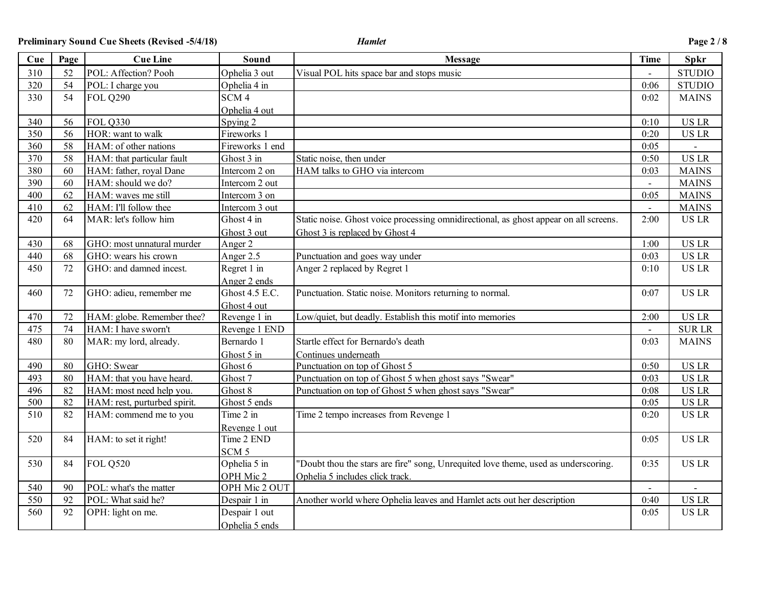Preliminary Sound Cue Sheets (Revised -5/4/18) — *Hamlet*

| Cue | Page | Cue Line | Sound | Message | Time | Spkr |
|---|---|---|---|---|---|---|
| 310 | 52 | POL: Affection? Pooh | Ophelia 3 out | Visual POL hits space bar and stops music | - | STUDIO |
| 320 | 54 | POL: I charge you | Ophelia 4 in | | 0:06 | STUDIO |
| 330 | 54 | FOL Q290 | SCM 4<br>Ophelia 4 out | | 0:02 | MAINS |
| 340 | 56 | FOL Q330 | Spying 2 | | 0:10 | US LR |
| 350 | 56 | HOR: want to walk | Fireworks 1 | | 0:20 | US LR |
| 360 | 58 | HAM: of other nations | Fireworks 1 end | | 0:05 | - |
| 370 | 58 | HAM: that particular fault | Ghost 3 in | Static noise, then under | 0:50 | US LR |
| 380 | 60 | HAM: father, royal Dane | Intercom 2 on | HAM talks to GHO via intercom | 0:03 | MAINS |
| 390 | 60 | HAM: should we do? | Intercom 2 out | | - | MAINS |
| 400 | 62 | HAM: waves me still | Intercom 3 on | | 0:05 | MAINS |
| 410 | 62 | HAM: I'll follow thee | Intercom 3 out | | - | MAINS |
| 420 | 64 | MAR: let's follow him | Ghost 4 in<br>Ghost 3 out | Static noise. Ghost voice processing omnidirectional, as ghost appear on all screens.<br>Ghost 3 is replaced by Ghost 4 | 2:00 | US LR |
| 430 | 68 | GHO: most unnatural murder | Anger 2 | | 1:00 | US LR |
| 440 | 68 | GHO: wears his crown | Anger 2.5 | Punctuation and goes way under | 0:03 | US LR |
| 450 | 72 | GHO: and damned incest. | Regret 1 in<br>Anger 2 ends | Anger 2 replaced by Regret 1 | 0:10 | US LR |
| 460 | 72 | GHO: adieu, remember me | Ghost 4.5 E.C.<br>Ghost 4 out | Punctuation. Static noise. Monitors returning to normal. | 0:07 | US LR |
| 470 | 72 | HAM: globe. Remember thee? | Revenge 1 in | Low/quiet, but deadly. Establish this motif into memories | 2:00 | US LR |
| 475 | 74 | HAM: I have sworn't | Revenge 1 END | | - | SUR LR |
| 480 | 80 | MAR: my lord, already. | Bernardo 1<br>Ghost 5 in | Startle effect for Bernardo's death<br>Continues underneath | 0:03 | MAINS |
| 490 | 80 | GHO: Swear | Ghost 6 | Punctuation on top of Ghost 5 | 0:50 | US LR |
| 493 | 80 | HAM: that you have heard. | Ghost 7 | Punctuation on top of Ghost 5 when ghost says "Swear" | 0:03 | US LR |
| 496 | 82 | HAM: most need help you. | Ghost 8 | Punctuation on top of Ghost 5 when ghost says "Swear" | 0:08 | US LR |
| 500 | 82 | HAM: rest, purturbed spirit. | Ghost 5 ends | | 0:05 | US LR |
| 510 | 82 | HAM: commend me to you | Time 2 in<br>Revenge 1 out | Time 2 tempo increases from Revenge 1 | 0:20 | US LR |
| 520 | 84 | HAM: to set it right! | Time 2 END<br>SCM 5 | | 0:05 | US LR |
| 530 | 84 | FOL Q520 | Ophelia 5 in<br>OPH Mic 2 | "Doubt thou the stars are fire" song, Unrequited love theme, used as underscoring.<br>Ophelia 5 includes click track. | 0:35 | US LR |
| 540 | 90 | POL: what's the matter | OPH Mic 2 OUT | | - | - |
| 550 | 92 | POL: What said he? | Despair 1 in | Another world where Ophelia leaves and Hamlet acts out her description | 0:40 | US LR |
| 560 | 92 | OPH: light on me. | Despair 1 out<br>Ophelia 5 ends | | 0:05 | US LR |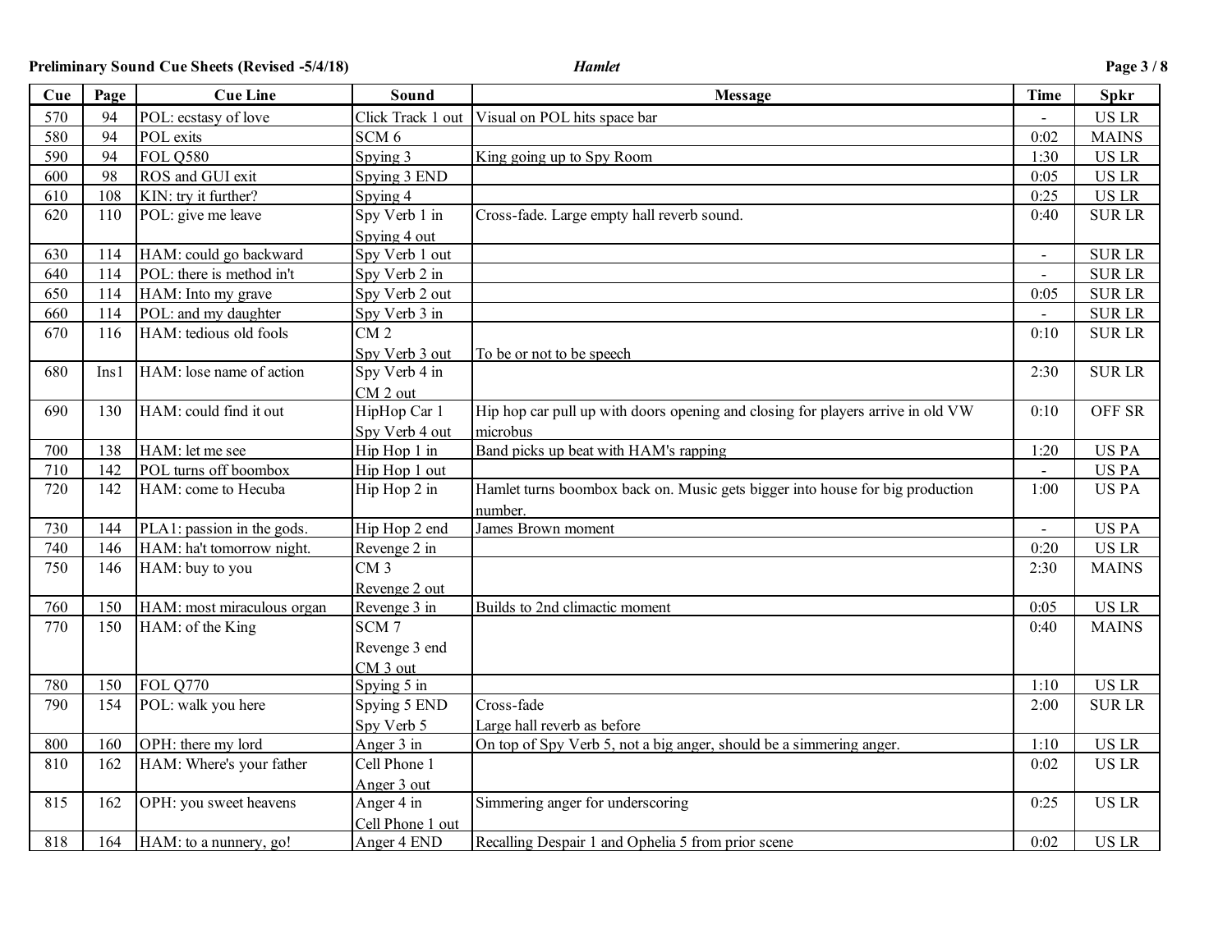**Preliminary Sound Cue Sheets (Revised -5/4/18)** *Hamlet*

| Cue | Page | Cue Line | Sound | Message | Time | Spkr |
|---|---|---|---|---|---|---|
| 570 | 94 | POL: ecstasy of love | Click Track 1 out | Visual on POL hits space bar | - | US LR |
| 580 | 94 | POL exits | SCM 6 | | 0:02 | MAINS |
| 590 | 94 | FOL Q580 | Spying 3 | King going up to Spy Room | 1:30 | US LR |
| 600 | 98 | ROS and GUI exit | Spying 3 END | | 0:05 | US LR |
| 610 | 108 | KIN: try it further? | Spying 4 | | 0:25 | US LR |
| 620 | 110 | POL: give me leave | Spy Verb 1 in<br>Spying 4 out | Cross-fade. Large empty hall reverb sound. | 0:40 | SUR LR |
| 630 | 114 | HAM: could go backward | Spy Verb 1 out | | - | SUR LR |
| 640 | 114 | POL: there is method in't | Spy Verb 2 in | | - | SUR LR |
| 650 | 114 | HAM: Into my grave | Spy Verb 2 out | | 0:05 | SUR LR |
| 660 | 114 | POL: and my daughter | Spy Verb 3 in | | - | SUR LR |
| 670 | 116 | HAM: tedious old fools | CM 2<br>Spy Verb 3 out | To be or not to be speech | 0:10 | SUR LR |
| 680 | Ins1 | HAM: lose name of action | Spy Verb 4 in<br>CM 2 out | | 2:30 | SUR LR |
| 690 | 130 | HAM: could find it out | HipHop Car 1<br>Spy Verb 4 out | Hip hop car pull up with doors opening and closing for players arrive in old VW microbus | 0:10 | OFF SR |
| 700 | 138 | HAM: let me see | Hip Hop 1 in | Band picks up beat with HAM's rapping | 1:20 | US PA |
| 710 | 142 | POL turns off boombox | Hip Hop 1 out | | - | US PA |
| 720 | 142 | HAM: come to Hecuba | Hip Hop 2 in | Hamlet turns boombox back on. Music gets bigger into house for big production number. | 1:00 | US PA |
| 730 | 144 | PLA1: passion in the gods. | Hip Hop 2 end | James Brown moment | - | US PA |
| 740 | 146 | HAM: ha't tomorrow night. | Revenge 2 in | | 0:20 | US LR |
| 750 | 146 | HAM: buy to you | CM 3<br>Revenge 2 out | | 2:30 | MAINS |
| 760 | 150 | HAM: most miraculous organ | Revenge 3 in | Builds to 2nd climactic moment | 0:05 | US LR |
| 770 | 150 | HAM: of the King | SCM 7<br>Revenge 3 end<br>CM 3 out | | 0:40 | MAINS |
| 780 | 150 | FOL Q770 | Spying 5 in | | 1:10 | US LR |
| 790 | 154 | POL: walk you here | Spying 5 END<br>Spy Verb 5 | Cross-fade<br>Large hall reverb as before | 2:00 | SUR LR |
| 800 | 160 | OPH: there my lord | Anger 3 in | On top of Spy Verb 5, not a big anger, should be a simmering anger. | 1:10 | US LR |
| 810 | 162 | HAM: Where's your father | Cell Phone 1<br>Anger 3 out | | 0:02 | US LR |
| 815 | 162 | OPH: you sweet heavens | Anger 4 in<br>Cell Phone 1 out | Simmering anger for underscoring | 0:25 | US LR |
| 818 | 164 | HAM: to a nunnery, go! | Anger 4 END | Recalling Despair 1 and Ophelia 5 from prior scene | 0:02 | US LR |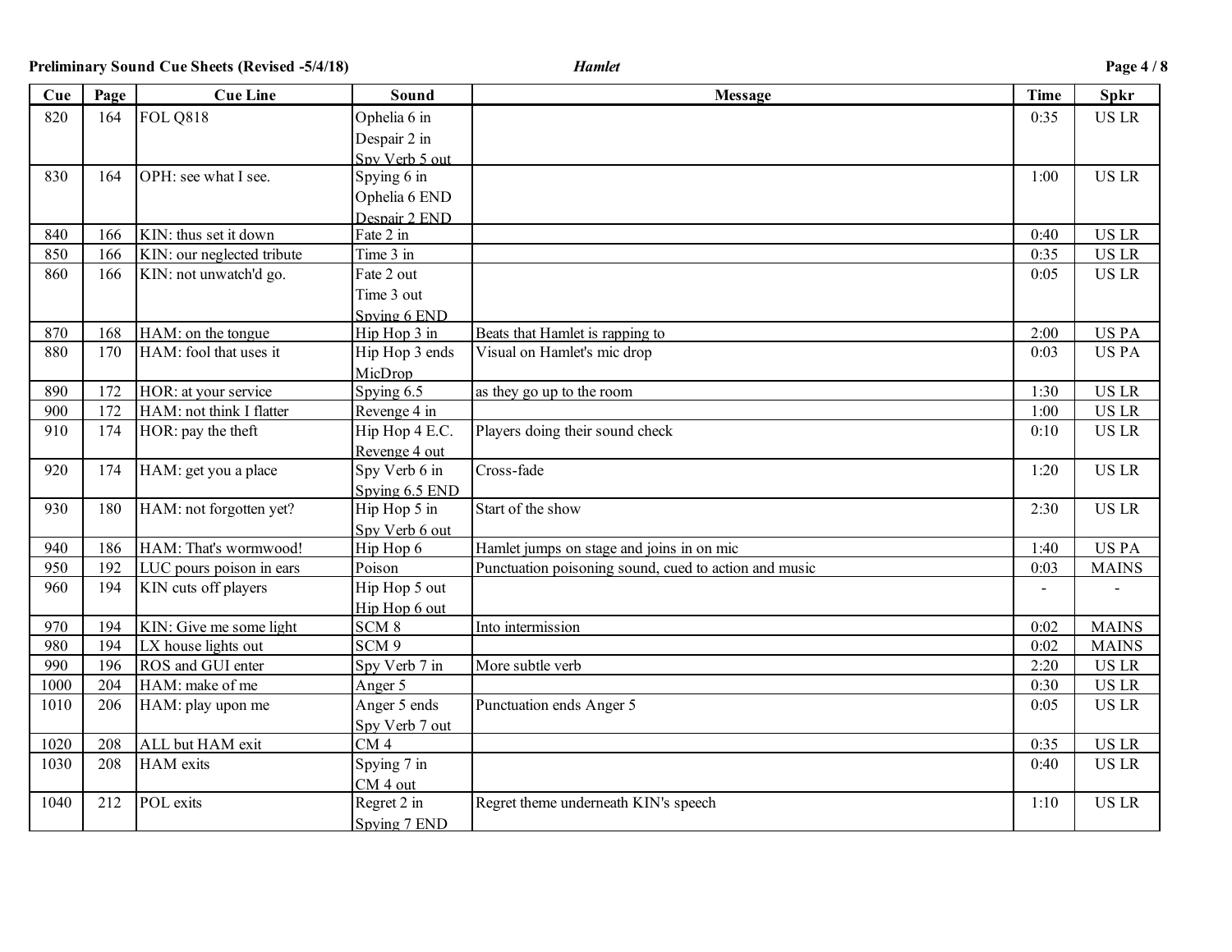**Preliminary Sound Cue Sheets (Revised -5/4/18)** *Hamlet*

| Cue | Page | Cue Line | Sound | Message | Time | Spkr |
|---|---|---|---|---|---|---|
| 820 | 164 | FOL Q818 | Ophelia 6 in<br>Despair 2 in<br>Spy Verb 5 out | | 0:35 | US LR |
| 830 | 164 | OPH: see what I see. | Spying 6 in<br>Ophelia 6 END<br>Despair 2 END | | 1:00 | US LR |
| 840 | 166 | KIN: thus set it down | Fate 2 in | | 0:40 | US LR |
| 850 | 166 | KIN: our neglected tribute | Time 3 in | | 0:35 | US LR |
| 860 | 166 | KIN: not unwatch'd go. | Fate 2 out<br>Time 3 out<br>Spying 6 END | | 0:05 | US LR |
| 870 | 168 | HAM: on the tongue | Hip Hop 3 in | Beats that Hamlet is rapping to | 2:00 | US PA |
| 880 | 170 | HAM: fool that uses it | Hip Hop 3 ends<br>MicDrop | Visual on Hamlet's mic drop | 0:03 | US PA |
| 890 | 172 | HOR: at your service | Spying 6.5 | as they go up to the room | 1:30 | US LR |
| 900 | 172 | HAM: not think I flatter | Revenge 4 in | | 1:00 | US LR |
| 910 | 174 | HOR: pay the theft | Hip Hop 4 E.C.<br>Revenge 4 out | Players doing their sound check | 0:10 | US LR |
| 920 | 174 | HAM: get you a place | Spy Verb 6 in<br>Spying 6.5 END | Cross-fade | 1:20 | US LR |
| 930 | 180 | HAM: not forgotten yet? | Hip Hop 5 in<br>Spy Verb 6 out | Start of the show | 2:30 | US LR |
| 940 | 186 | HAM: That's wormwood! | Hip Hop 6 | Hamlet jumps on stage and joins in on mic | 1:40 | US PA |
| 950 | 192 | LUC pours poison in ears | Poison | Punctuation poisoning sound, cued to action and music | 0:03 | MAINS |
| 960 | 194 | KIN cuts off players | Hip Hop 5 out<br>Hip Hop 6 out | | - | - |
| 970 | 194 | KIN: Give me some light | SCM 8 | Into intermission | 0:02 | MAINS |
| 980 | 194 | LX house lights out | SCM 9 | | 0:02 | MAINS |
| 990 | 196 | ROS and GUI enter | Spy Verb 7 in | More subtle verb | 2:20 | US LR |
| 1000 | 204 | HAM: make of me | Anger 5 | | 0:30 | US LR |
| 1010 | 206 | HAM: play upon me | Anger 5 ends<br>Spy Verb 7 out | Punctuation ends Anger 5 | 0:05 | US LR |
| 1020 | 208 | ALL but HAM exit | CM 4 | | 0:35 | US LR |
| 1030 | 208 | HAM exits | Spying 7 in<br>CM 4 out | | 0:40 | US LR |
| 1040 | 212 | POL exits | Regret 2 in<br>Spying 7 END | Regret theme underneath KIN's speech | 1:10 | US LR |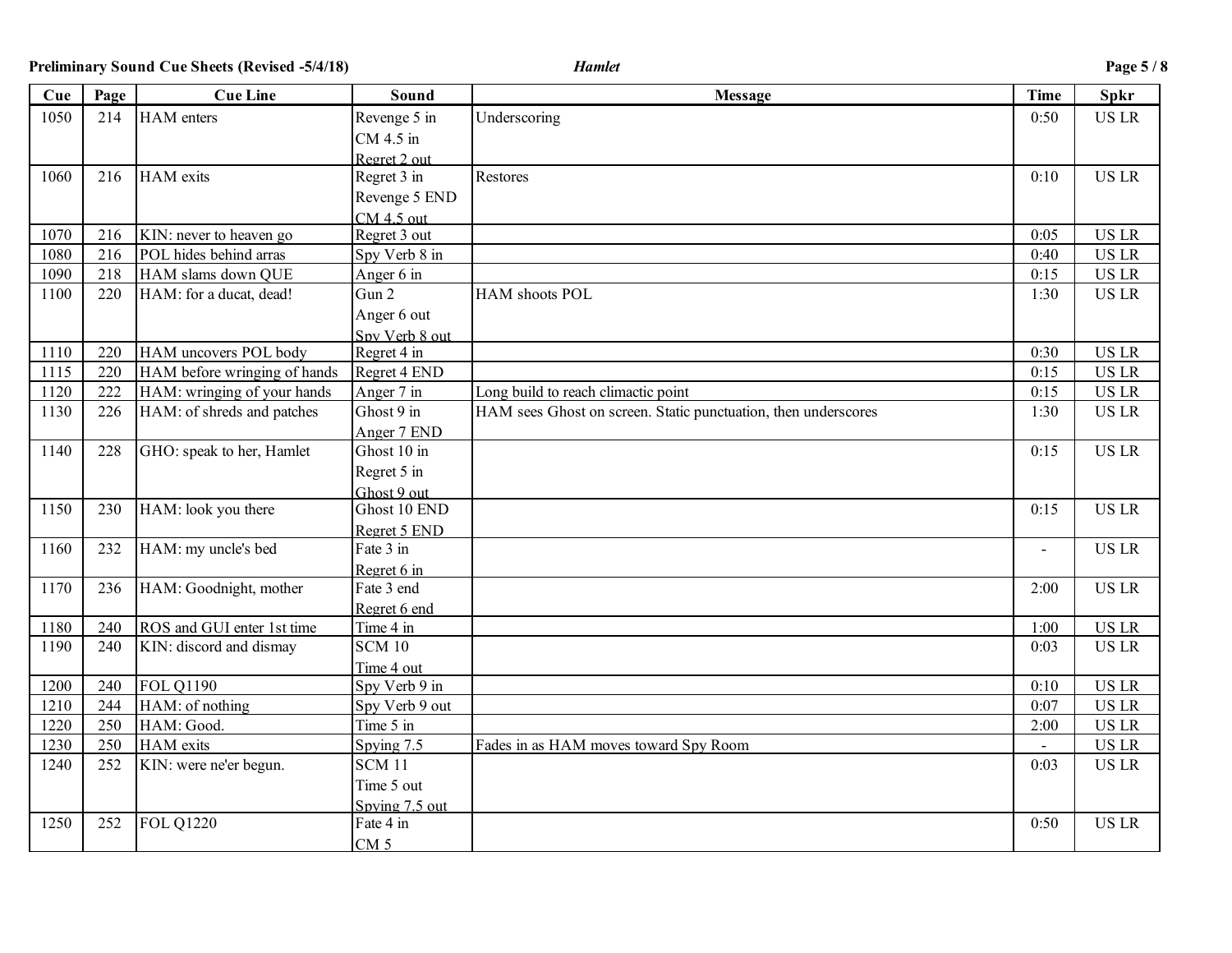**Preliminary Sound Cue Sheets (Revised -5/4/18)** *Hamlet*

| Cue | Page | Cue Line | Sound | Message | Time | Spkr |
|---|---|---|---|---|---|---|
| 1050 | 214 | HAM enters | Revenge 5 in<br>CM 4.5 in<br>Regret 2 out | Underscoring | 0:50 | US LR |
| 1060 | 216 | HAM exits | Regret 3 in<br>Revenge 5 END<br>CM 4.5 out | Restores | 0:10 | US LR |
| 1070 | 216 | KIN: never to heaven go | Regret 3 out | | 0:05 | US LR |
| 1080 | 216 | POL hides behind arras | Spy Verb 8 in | | 0:40 | US LR |
| 1090 | 218 | HAM slams down QUE | Anger 6 in | | 0:15 | US LR |
| 1100 | 220 | HAM: for a ducat, dead! | Gun 2<br>Anger 6 out<br>Spy Verb 8 out | HAM shoots POL | 1:30 | US LR |
| 1110 | 220 | HAM uncovers POL body | Regret 4 in | | 0:30 | US LR |
| 1115 | 220 | HAM before wringing of hands | Regret 4 END | | 0:15 | US LR |
| 1120 | 222 | HAM: wringing of your hands | Anger 7 in | Long build to reach climactic point | 0:15 | US LR |
| 1130 | 226 | HAM: of shreds and patches | Ghost 9 in<br>Anger 7 END | HAM sees Ghost on screen. Static punctuation, then underscores | 1:30 | US LR |
| 1140 | 228 | GHO: speak to her, Hamlet | Ghost 10 in<br>Regret 5 in<br>Ghost 9 out | | 0:15 | US LR |
| 1150 | 230 | HAM: look you there | Ghost 10 END<br>Regret 5 END | | 0:15 | US LR |
| 1160 | 232 | HAM: my uncle's bed | Fate 3 in<br>Regret 6 in | | - | US LR |
| 1170 | 236 | HAM: Goodnight, mother | Fate 3 end<br>Regret 6 end | | 2:00 | US LR |
| 1180 | 240 | ROS and GUI enter 1st time | Time 4 in | | 1:00 | US LR |
| 1190 | 240 | KIN: discord and dismay | SCM 10<br>Time 4 out | | 0:03 | US LR |
| 1200 | 240 | FOL Q1190 | Spy Verb 9 in | | 0:10 | US LR |
| 1210 | 244 | HAM: of nothing | Spy Verb 9 out | | 0:07 | US LR |
| 1220 | 250 | HAM: Good. | Time 5 in | | 2:00 | US LR |
| 1230 | 250 | HAM exits | Spying 7.5 | Fades in as HAM moves toward Spy Room | - | US LR |
| 1240 | 252 | KIN: were ne'er begun. | SCM 11<br>Time 5 out<br>Spying 7.5 out | | 0:03 | US LR |
| 1250 | 252 | FOL Q1220 | Fate 4 in<br>CM 5 | | 0:50 | US LR |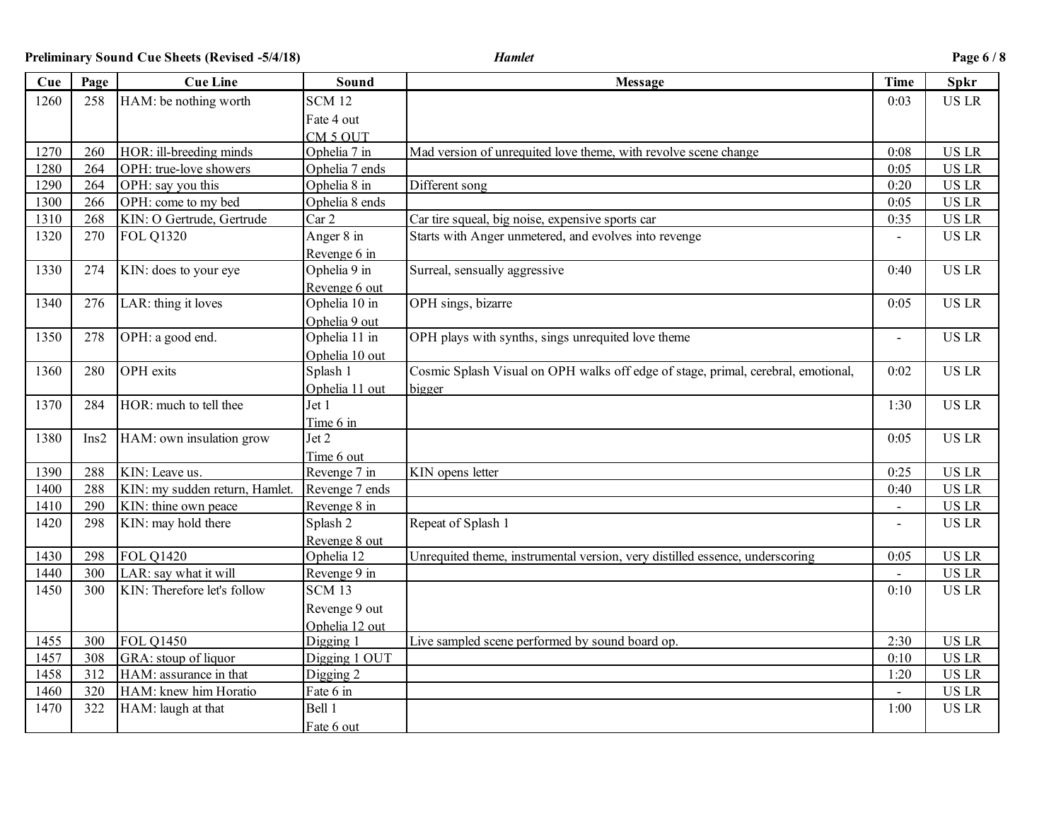**Preliminary Sound Cue Sheets (Revised -5/4/18)** *Hamlet*

| Cue | Page | Cue Line | Sound | Message | Time | Spkr |
|---|---|---|---|---|---|---|
| 1260 | 258 | HAM: be nothing worth | SCM 12<br>Fate 4 out<br>CM 5 OUT | | 0:03 | US LR |
| 1270 | 260 | HOR: ill-breeding minds | Ophelia 7 in | Mad version of unrequited love theme, with revolve scene change | 0:08 | US LR |
| 1280 | 264 | OPH: true-love showers | Ophelia 7 ends | | 0:05 | US LR |
| 1290 | 264 | OPH: say you this | Ophelia 8 in | Different song | 0:20 | US LR |
| 1300 | 266 | OPH: come to my bed | Ophelia 8 ends | | 0:05 | US LR |
| 1310 | 268 | KIN: O Gertrude, Gertrude | Car 2 | Car tire squeal, big noise, expensive sports car | 0:35 | US LR |
| 1320 | 270 | FOL Q1320 | Anger 8 in<br>Revenge 6 in | Starts with Anger unmetered, and evolves into revenge | - | US LR |
| 1330 | 274 | KIN: does to your eye | Ophelia 9 in<br>Revenge 6 out | Surreal, sensually aggressive | 0:40 | US LR |
| 1340 | 276 | LAR: thing it loves | Ophelia 10 in<br>Ophelia 9 out | OPH sings, bizarre | 0:05 | US LR |
| 1350 | 278 | OPH: a good end. | Ophelia 11 in<br>Ophelia 10 out | OPH plays with synths, sings unrequited love theme | - | US LR |
| 1360 | 280 | OPH exits | Splash 1<br>Ophelia 11 out | Cosmic Splash Visual on OPH walks off edge of stage, primal, cerebral, emotional, bigger | 0:02 | US LR |
| 1370 | 284 | HOR: much to tell thee | Jet 1<br>Time 6 in | | 1:30 | US LR |
| 1380 | Ins2 | HAM: own insulation grow | Jet 2<br>Time 6 out | | 0:05 | US LR |
| 1390 | 288 | KIN: Leave us. | Revenge 7 in | KIN opens letter | 0:25 | US LR |
| 1400 | 288 | KIN: my sudden return, Hamlet. | Revenge 7 ends | | 0:40 | US LR |
| 1410 | 290 | KIN: thine own peace | Revenge 8 in | | - | US LR |
| 1420 | 298 | KIN: may hold there | Splash 2<br>Revenge 8 out | Repeat of Splash 1 | - | US LR |
| 1430 | 298 | FOL Q1420 | Ophelia 12 | Unrequited theme, instrumental version, very distilled essence, underscoring | 0:05 | US LR |
| 1440 | 300 | LAR: say what it will | Revenge 9 in | | - | US LR |
| 1450 | 300 | KIN: Therefore let's follow | SCM 13<br>Revenge 9 out<br>Ophelia 12 out | | 0:10 | US LR |
| 1455 | 300 | FOL Q1450 | Digging 1 | Live sampled scene performed by sound board op. | 2:30 | US LR |
| 1457 | 308 | GRA: stoup of liquor | Digging 1 OUT | | 0:10 | US LR |
| 1458 | 312 | HAM: assurance in that | Digging 2 | | 1:20 | US LR |
| 1460 | 320 | HAM: knew him Horatio | Fate 6 in | | - | US LR |
| 1470 | 322 | HAM: laugh at that | Bell 1<br>Fate 6 out | | 1:00 | US LR |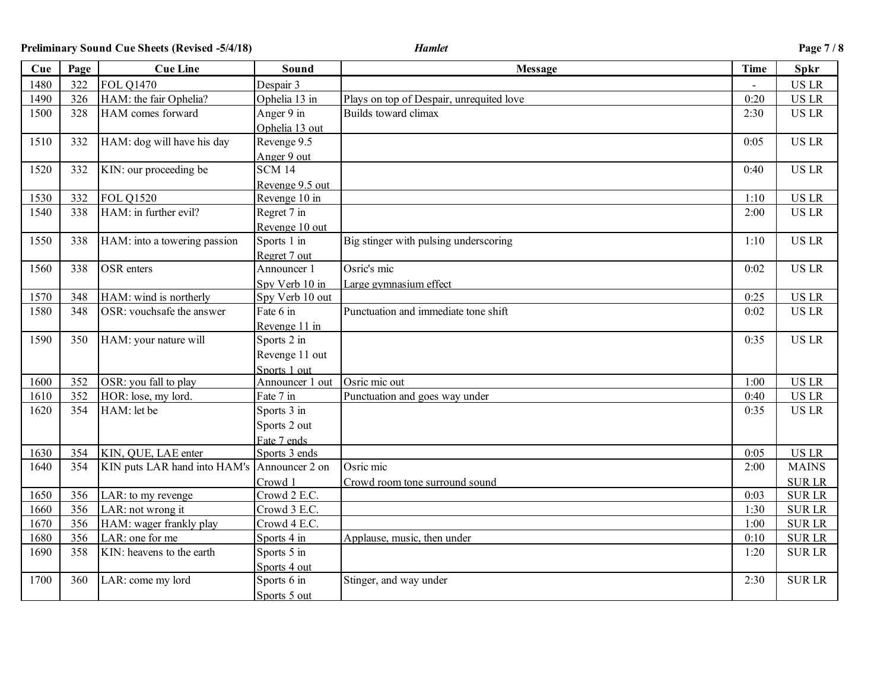**Preliminary Sound Cue Sheets (Revised -5/4/18)** *Hamlet*

| Cue | Page | Cue Line | Sound | Message | Time | Spkr |
|---|---|---|---|---|---|---|
| 1480 | 322 | FOL Q1470 | Despair 3 | | - | US LR |
| 1490 | 326 | HAM: the fair Ophelia? | Ophelia 13 in | Plays on top of Despair, unrequited love | 0:20 | US LR |
| 1500 | 328 | HAM comes forward | Anger 9 in<br>Ophelia 13 out | Builds toward climax | 2:30 | US LR |
| 1510 | 332 | HAM: dog will have his day | Revenge 9.5<br>Anger 9 out | | 0:05 | US LR |
| 1520 | 332 | KIN: our proceeding be | SCM 14<br>Revenge 9.5 out | | 0:40 | US LR |
| 1530 | 332 | FOL Q1520 | Revenge 10 in | | 1:10 | US LR |
| 1540 | 338 | HAM: in further evil? | Regret 7 in<br>Revenge 10 out | | 2:00 | US LR |
| 1550 | 338 | HAM: into a towering passion | Sports 1 in<br>Regret 7 out | Big stinger with pulsing underscoring | 1:10 | US LR |
| 1560 | 338 | OSR enters | Announcer 1<br>Spy Verb 10 in | Osric's mic<br>Large gymnasium effect | 0:02 | US LR |
| 1570 | 348 | HAM: wind is northerly | Spy Verb 10 out | | 0:25 | US LR |
| 1580 | 348 | OSR: vouchsafe the answer | Fate 6 in<br>Revenge 11 in | Punctuation and immediate tone shift | 0:02 | US LR |
| 1590 | 350 | HAM: your nature will | Sports 2 in<br>Revenge 11 out<br>Sports 1 out | | 0:35 | US LR |
| 1600 | 352 | OSR: you fall to play | Announcer 1 out | Osric mic out | 1:00 | US LR |
| 1610 | 352 | HOR: lose, my lord. | Fate 7 in | Punctuation and goes way under | 0:40 | US LR |
| 1620 | 354 | HAM: let be | Sports 3 in<br>Sports 2 out<br>Fate 7 ends | | 0:35 | US LR |
| 1630 | 354 | KIN, QUE, LAE enter | Sports 3 ends | | 0:05 | US LR |
| 1640 | 354 | KIN puts LAR hand into HAM's | Announcer 2 on<br>Crowd 1 | Osric mic<br>Crowd room tone surround sound | 2:00 | MAINS<br>SUR LR |
| 1650 | 356 | LAR: to my revenge | Crowd 2 E.C. | | 0:03 | SUR LR |
| 1660 | 356 | LAR: not wrong it | Crowd 3 E.C. | | 1:30 | SUR LR |
| 1670 | 356 | HAM: wager frankly play | Crowd 4 E.C. | | 1:00 | SUR LR |
| 1680 | 356 | LAR: one for me | Sports 4 in | Applause, music, then under | 0:10 | SUR LR |
| 1690 | 358 | KIN: heavens to the earth | Sports 5 in<br>Sports 4 out | | 1:20 | SUR LR |
| 1700 | 360 | LAR: come my lord | Sports 6 in<br>Sports 5 out | Stinger, and way under | 2:30 | SUR LR |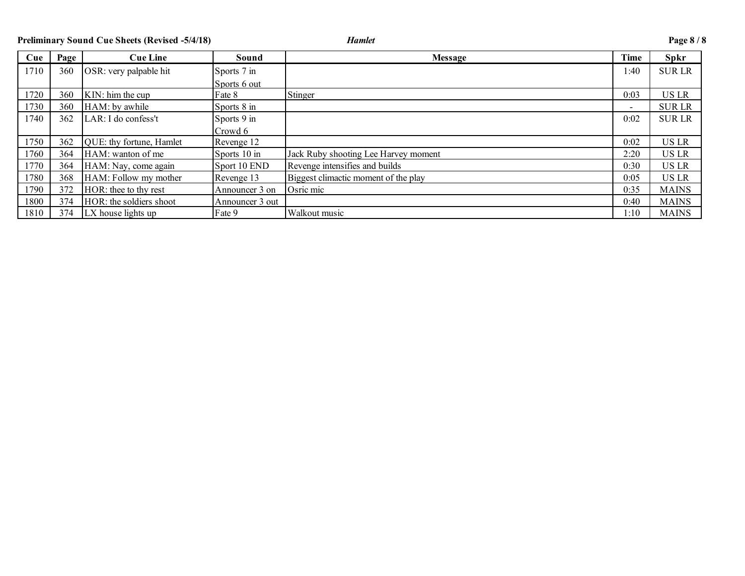| Cue | Page | Cue Line | Sound | Message | Time | Spkr |
|---|---|---|---|---|---|---|
| 1710 | 360 | OSR: very palpable hit | Sports 7 in<br>Sports 6 out | | 1:40 | SUR LR |
| 1720 | 360 | KIN: him the cup | Fate 8 | Stinger | 0:03 | US LR |
| 1730 | 360 | HAM: by awhile | Sports 8 in | | - | SUR LR |
| 1740 | 362 | LAR: I do confess't | Sports 9 in<br>Crowd 6 | | 0:02 | SUR LR |
| 1750 | 362 | QUE: thy fortune, Hamlet | Revenge 12 | | 0:02 | US LR |
| 1760 | 364 | HAM: wanton of me | Sports 10 in | Jack Ruby shooting Lee Harvey moment | 2:20 | US LR |
| 1770 | 364 | HAM: Nay, come again | Sport 10 END | Revenge intensifies and builds | 0:30 | US LR |
| 1780 | 368 | HAM: Follow my mother | Revenge 13 | Biggest climactic moment of the play | 0:05 | US LR |
| 1790 | 372 | HOR: thee to thy rest | Announcer 3 on | Osric mic | 0:35 | MAINS |
| 1800 | 374 | HOR: the soldiers shoot | Announcer 3 out | | 0:40 | MAINS |
| 1810 | 374 | LX house lights up | Fate 9 | Walkout music | 1:10 | MAINS |